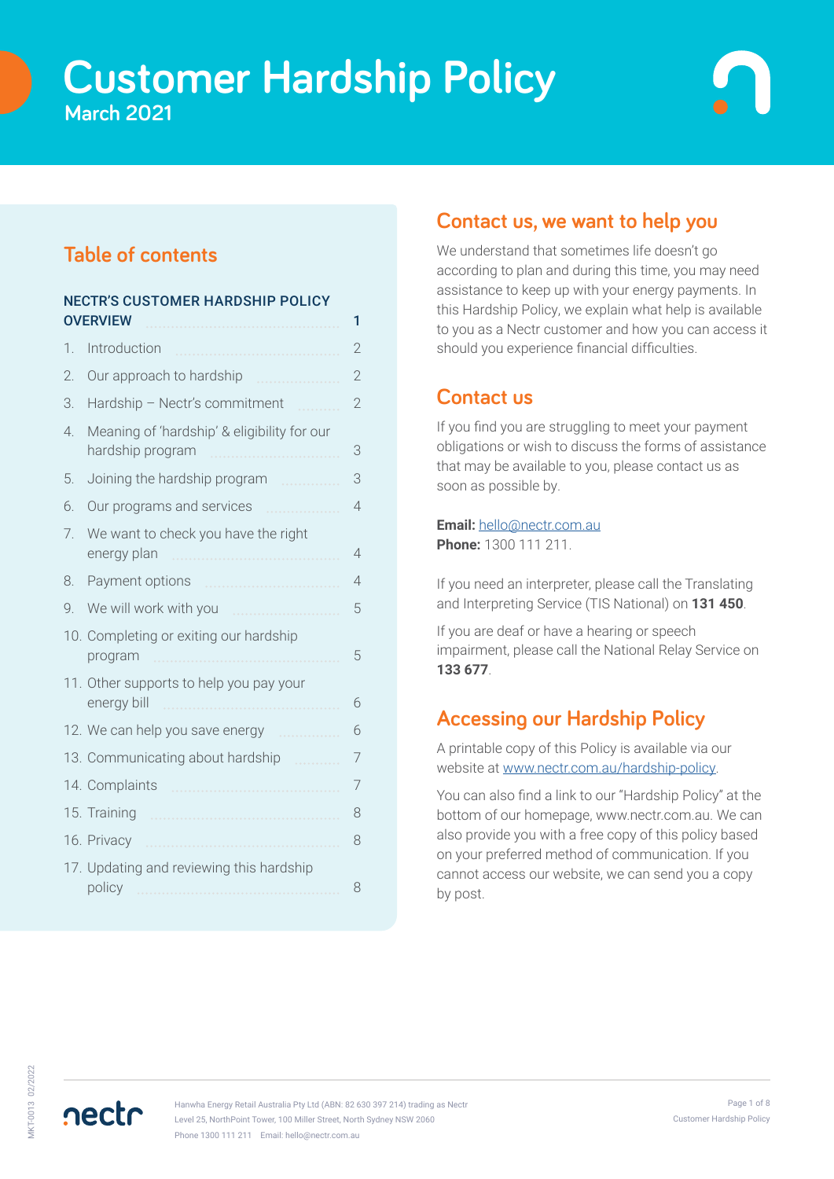# Customer Hardship Policy

March 2021

## Table of contents

| | | |
|---|---|---|
| **NECTR'S CUSTOMER HARDSHIP POLICY OVERVIEW** | | **1** |
| 1. | Introduction | 2 |
| 2. | Our approach to hardship | 2 |
| 3. | Hardship – Nectr's commitment | 2 |
| 4. | Meaning of 'hardship' & eligibility for our hardship program | 3 |
| 5. | Joining the hardship program | 3 |
| 6. | Our programs and services | 4 |
| 7. | We want to check you have the right energy plan | 4 |
| 8. | Payment options | 4 |
| 9. | We will work with you | 5 |
| 10. | Completing or exiting our hardship program | 5 |
| 11. | Other supports to help you pay your energy bill | 6 |
| 12. | We can help you save energy | 6 |
| 13. | Communicating about hardship | 7 |
| 14. | Complaints | 7 |
| 15. | Training | 8 |
| 16. | Privacy | 8 |
| 17. | Updating and reviewing this hardship policy | 8 |

## Contact us, we want to help you

We understand that sometimes life doesn't go according to plan and during this time, you may need assistance to keep up with your energy payments. In this Hardship Policy, we explain what help is available to you as a Nectr customer and how you can access it should you experience financial difficulties.

## Contact us

If you find you are struggling to meet your payment obligations or wish to discuss the forms of assistance that may be available to you, please contact us as soon as possible by.

**Email:** hello@nectr.com.au
**Phone:** 1300 111 211.

If you need an interpreter, please call the Translating and Interpreting Service (TIS National) on **131 450**.

If you are deaf or have a hearing or speech impairment, please call the National Relay Service on **133 677**.

## Accessing our Hardship Policy

A printable copy of this Policy is available via our website at www.nectr.com.au/hardship-policy.

You can also find a link to our "Hardship Policy" at the bottom of our homepage, www.nectr.com.au. We can also provide you with a free copy of this policy based on your preferred method of communication. If you cannot access our website, we can send you a copy by post.

MKT-0013 02/2022

Hanwha Energy Retail Australia Pty Ltd (ABN: 82 630 397 214) trading as Nectr
Level 25, NorthPoint Tower, 100 Miller Street, North Sydney NSW 2060
Phone 1300 111 211 Email: hello@nectr.com.au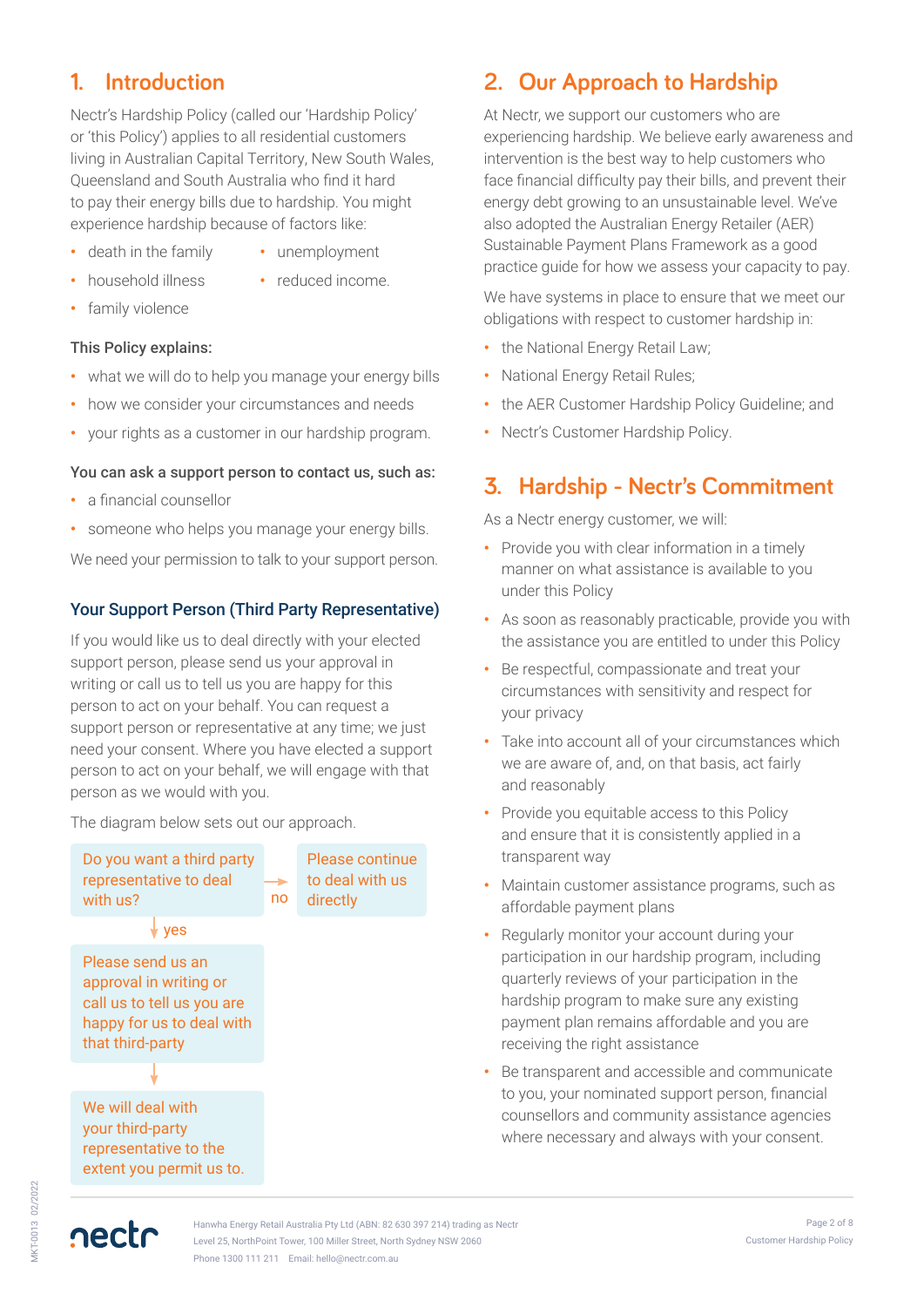## 1. Introduction

Nectr's Hardship Policy (called our 'Hardship Policy' or 'this Policy') applies to all residential customers living in Australian Capital Territory, New South Wales, Queensland and South Australia who find it hard to pay their energy bills due to hardship. You might experience hardship because of factors like:

- death in the family
- household illness
- family violence
- unemployment
- reduced income.

**This Policy explains:**

- what we will do to help you manage your energy bills
- how we consider your circumstances and needs
- your rights as a customer in our hardship program.

**You can ask a support person to contact us, such as:**

- a financial counsellor
- someone who helps you manage your energy bills.

We need your permission to talk to your support person.

### Your Support Person (Third Party Representative)

If you would like us to deal directly with your elected support person, please send us your approval in writing or call us to tell us you are happy for this person to act on your behalf. You can request a support person or representative at any time; we just need your consent. Where you have elected a support person to act on your behalf, we will engage with that person as we would with you.

The diagram below sets out our approach.

Do you want a third party representative to deal with us?

- no → Please continue to deal with us directly
- yes → Please send us an approval in writing or call us to tell us you are happy for us to deal with that third-party → We will deal with your third-party representative to the extent you permit us to.

## 2. Our Approach to Hardship

At Nectr, we support our customers who are experiencing hardship. We believe early awareness and intervention is the best way to help customers who face financial difficulty pay their bills, and prevent their energy debt growing to an unsustainable level. We've also adopted the Australian Energy Retailer (AER) Sustainable Payment Plans Framework as a good practice guide for how we assess your capacity to pay.

We have systems in place to ensure that we meet our obligations with respect to customer hardship in:

- the National Energy Retail Law;
- National Energy Retail Rules;
- the AER Customer Hardship Policy Guideline; and
- Nectr's Customer Hardship Policy.

## 3. Hardship - Nectr's Commitment

As a Nectr energy customer, we will:

- Provide you with clear information in a timely manner on what assistance is available to you under this Policy
- As soon as reasonably practicable, provide you with the assistance you are entitled to under this Policy
- Be respectful, compassionate and treat your circumstances with sensitivity and respect for your privacy
- Take into account all of your circumstances which we are aware of, and, on that basis, act fairly and reasonably
- Provide you equitable access to this Policy and ensure that it is consistently applied in a transparent way
- Maintain customer assistance programs, such as affordable payment plans
- Regularly monitor your account during your participation in our hardship program, including quarterly reviews of your participation in the hardship program to make sure any existing payment plan remains affordable and you are receiving the right assistance
- Be transparent and accessible and communicate to you, your nominated support person, financial counsellors and community assistance agencies where necessary and always with your consent.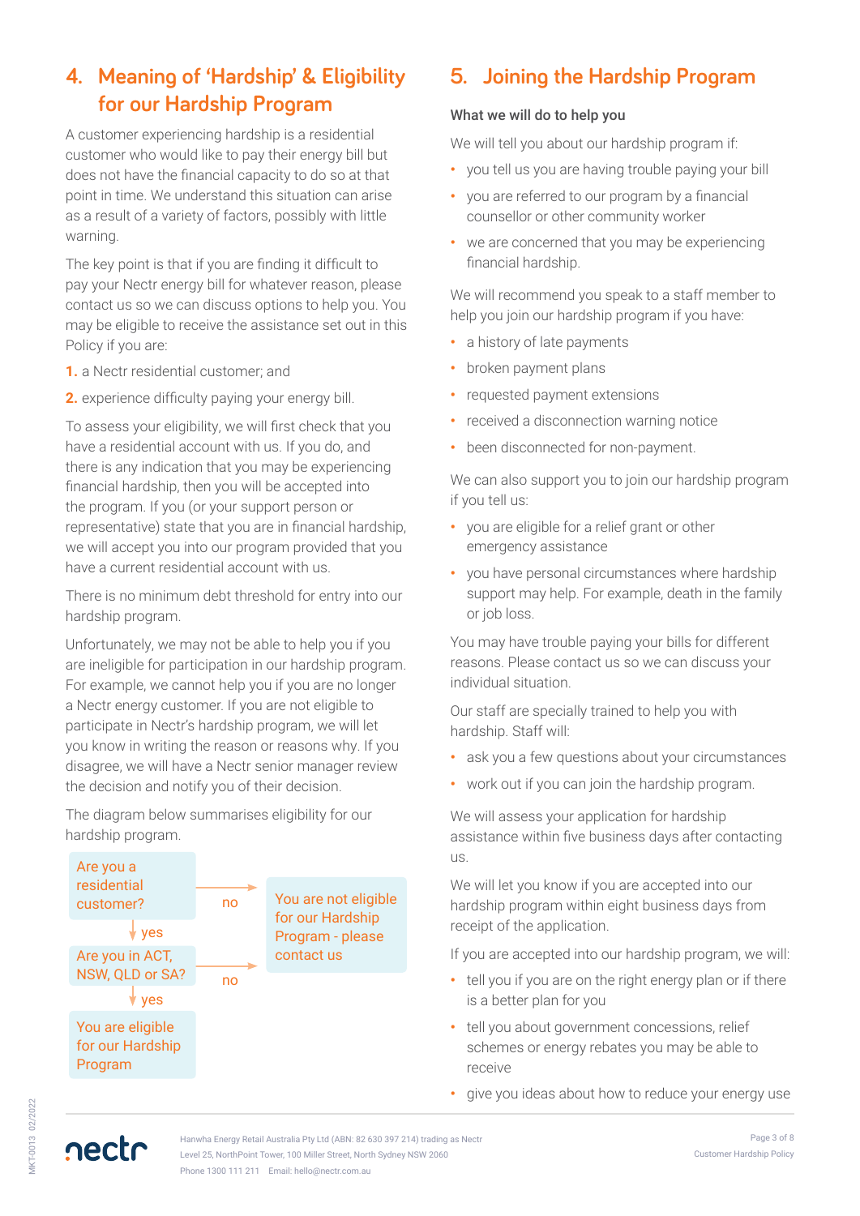## 4. Meaning of 'Hardship' & Eligibility for our Hardship Program

A customer experiencing hardship is a residential customer who would like to pay their energy bill but does not have the financial capacity to do so at that point in time. We understand this situation can arise as a result of a variety of factors, possibly with little warning.

The key point is that if you are finding it difficult to pay your Nectr energy bill for whatever reason, please contact us so we can discuss options to help you. You may be eligible to receive the assistance set out in this Policy if you are:

1. a Nectr residential customer; and
2. experience difficulty paying your energy bill.

To assess your eligibility, we will first check that you have a residential account with us. If you do, and there is any indication that you may be experiencing financial hardship, then you will be accepted into the program. If you (or your support person or representative) state that you are in financial hardship, we will accept you into our program provided that you have a current residential account with us.

There is no minimum debt threshold for entry into our hardship program.

Unfortunately, we may not be able to help you if you are ineligible for participation in our hardship program. For example, we cannot help you if you are no longer a Nectr energy customer. If you are not eligible to participate in Nectr's hardship program, we will let you know in writing the reason or reasons why. If you disagree, we will have a Nectr senior manager review the decision and notify you of their decision.

The diagram below summarises eligibility for our hardship program.

- Are you a residential customer?
  - no → You are not eligible for our Hardship Program - please contact us
  - yes → Are you in ACT, NSW, QLD or SA?
    - no → You are not eligible for our Hardship Program - please contact us
    - yes → You are eligible for our Hardship Program

## 5. Joining the Hardship Program

### What we will do to help you

We will tell you about our hardship program if:

- you tell us you are having trouble paying your bill
- you are referred to our program by a financial counsellor or other community worker
- we are concerned that you may be experiencing financial hardship.

We will recommend you speak to a staff member to help you join our hardship program if you have:

- a history of late payments
- broken payment plans
- requested payment extensions
- received a disconnection warning notice
- been disconnected for non-payment.

We can also support you to join our hardship program if you tell us:

- you are eligible for a relief grant or other emergency assistance
- you have personal circumstances where hardship support may help. For example, death in the family or job loss.

You may have trouble paying your bills for different reasons. Please contact us so we can discuss your individual situation.

Our staff are specially trained to help you with hardship. Staff will:

- ask you a few questions about your circumstances
- work out if you can join the hardship program.

We will assess your application for hardship assistance within five business days after contacting us.

We will let you know if you are accepted into our hardship program within eight business days from receipt of the application.

If you are accepted into our hardship program, we will:

- tell you if you are on the right energy plan or if there is a better plan for you
- tell you about government concessions, relief schemes or energy rebates you may be able to receive
- give you ideas about how to reduce your energy use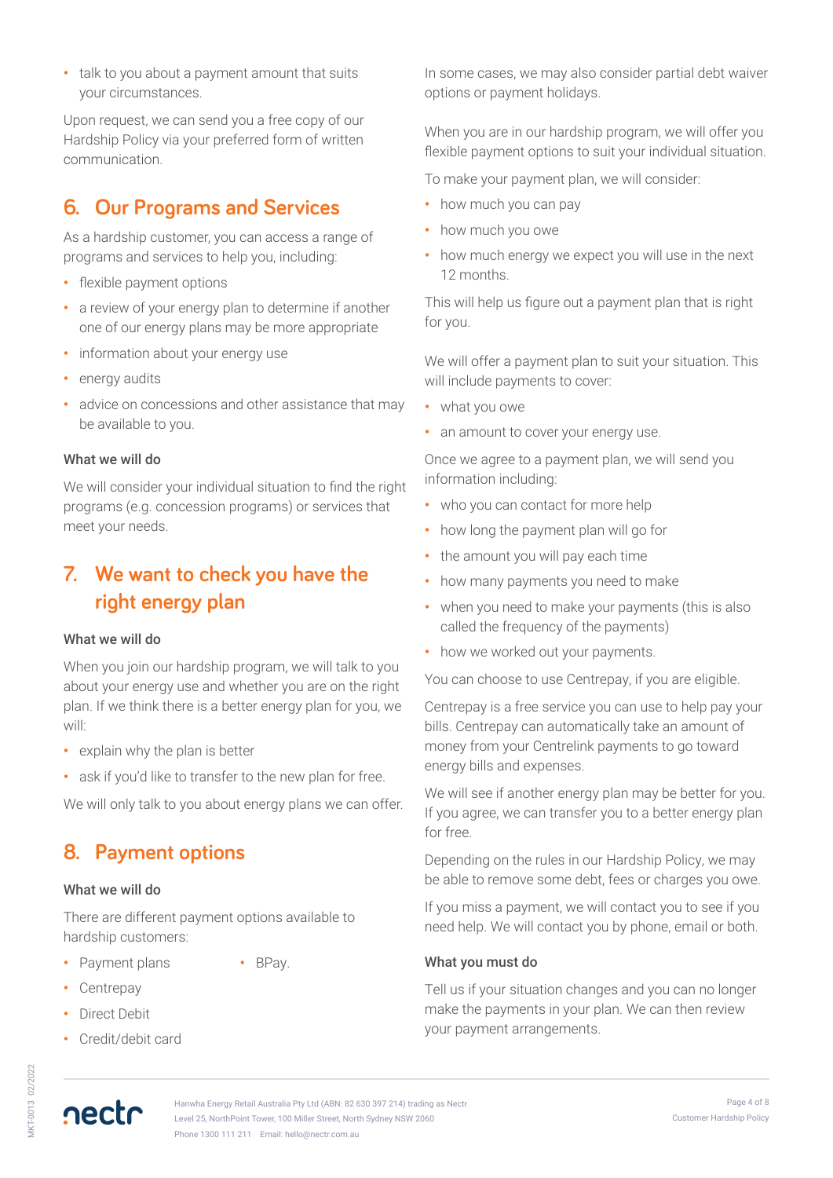- talk to you about a payment amount that suits your circumstances.

Upon request, we can send you a free copy of our Hardship Policy via your preferred form of written communication.

## 6. Our Programs and Services

As a hardship customer, you can access a range of programs and services to help you, including:

- flexible payment options
- a review of your energy plan to determine if another one of our energy plans may be more appropriate
- information about your energy use
- energy audits
- advice on concessions and other assistance that may be available to you.

### What we will do

We will consider your individual situation to find the right programs (e.g. concession programs) or services that meet your needs.

## 7. We want to check you have the right energy plan

### What we will do

When you join our hardship program, we will talk to you about your energy use and whether you are on the right plan. If we think there is a better energy plan for you, we will:

- explain why the plan is better
- ask if you'd like to transfer to the new plan for free.

We will only talk to you about energy plans we can offer.

## 8. Payment options

### What we will do

There are different payment options available to hardship customers:

- Payment plans
- Centrepay
- Direct Debit
- Credit/debit card
- BPay.

In some cases, we may also consider partial debt waiver options or payment holidays.

When you are in our hardship program, we will offer you flexible payment options to suit your individual situation.

To make your payment plan, we will consider:

- how much you can pay
- how much you owe
- how much energy we expect you will use in the next 12 months.

This will help us figure out a payment plan that is right for you.

We will offer a payment plan to suit your situation. This will include payments to cover:

- what you owe
- an amount to cover your energy use.

Once we agree to a payment plan, we will send you information including:

- who you can contact for more help
- how long the payment plan will go for
- the amount you will pay each time
- how many payments you need to make
- when you need to make your payments (this is also called the frequency of the payments)
- how we worked out your payments.

You can choose to use Centrepay, if you are eligible.

Centrepay is a free service you can use to help pay your bills. Centrepay can automatically take an amount of money from your Centrelink payments to go toward energy bills and expenses.

We will see if another energy plan may be better for you. If you agree, we can transfer you to a better energy plan for free.

Depending on the rules in our Hardship Policy, we may be able to remove some debt, fees or charges you owe.

If you miss a payment, we will contact you to see if you need help. We will contact you by phone, email or both.

### What you must do

Tell us if your situation changes and you can no longer make the payments in your plan. We can then review your payment arrangements.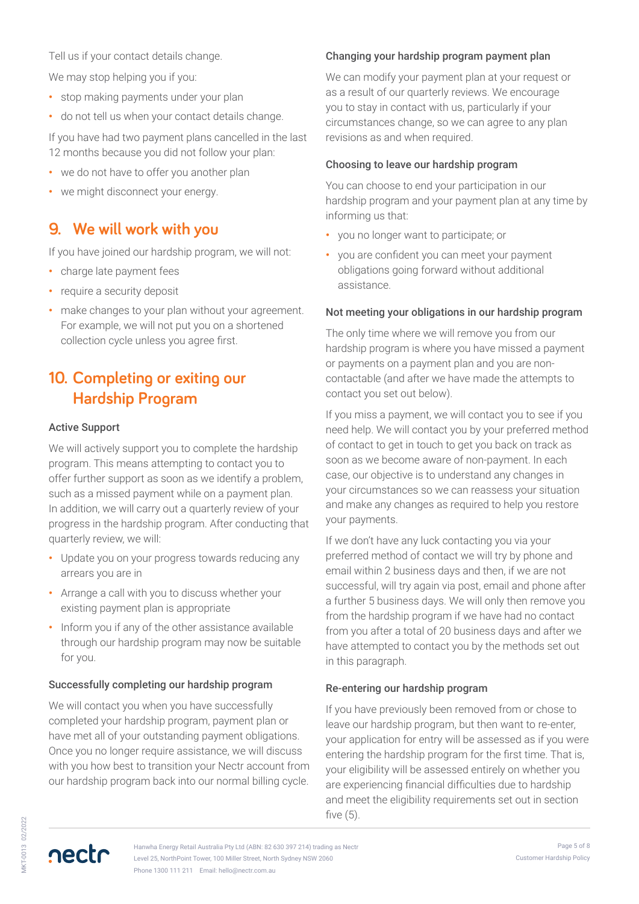Tell us if your contact details change.

We may stop helping you if you:

- stop making payments under your plan
- do not tell us when your contact details change.

If you have had two payment plans cancelled in the last 12 months because you did not follow your plan:

- we do not have to offer you another plan
- we might disconnect your energy.

## 9. We will work with you

If you have joined our hardship program, we will not:

- charge late payment fees
- require a security deposit
- make changes to your plan without your agreement. For example, we will not put you on a shortened collection cycle unless you agree first.

## 10. Completing or exiting our Hardship Program

### Active Support

We will actively support you to complete the hardship program. This means attempting to contact you to offer further support as soon as we identify a problem, such as a missed payment while on a payment plan. In addition, we will carry out a quarterly review of your progress in the hardship program. After conducting that quarterly review, we will:

- Update you on your progress towards reducing any arrears you are in
- Arrange a call with you to discuss whether your existing payment plan is appropriate
- Inform you if any of the other assistance available through our hardship program may now be suitable for you.

### Successfully completing our hardship program

We will contact you when you have successfully completed your hardship program, payment plan or have met all of your outstanding payment obligations. Once you no longer require assistance, we will discuss with you how best to transition your Nectr account from our hardship program back into our normal billing cycle.

### Changing your hardship program payment plan

We can modify your payment plan at your request or as a result of our quarterly reviews. We encourage you to stay in contact with us, particularly if your circumstances change, so we can agree to any plan revisions as and when required.

### Choosing to leave our hardship program

You can choose to end your participation in our hardship program and your payment plan at any time by informing us that:

- you no longer want to participate; or
- you are confident you can meet your payment obligations going forward without additional assistance.

### Not meeting your obligations in our hardship program

The only time where we will remove you from our hardship program is where you have missed a payment or payments on a payment plan and you are non-contactable (and after we have made the attempts to contact you set out below).

If you miss a payment, we will contact you to see if you need help. We will contact you by your preferred method of contact to get in touch to get you back on track as soon as we become aware of non-payment. In each case, our objective is to understand any changes in your circumstances so we can reassess your situation and make any changes as required to help you restore your payments.

If we don't have any luck contacting you via your preferred method of contact we will try by phone and email within 2 business days and then, if we are not successful, will try again via post, email and phone after a further 5 business days. We will only then remove you from the hardship program if we have had no contact from you after a total of 20 business days and after we have attempted to contact you by the methods set out in this paragraph.

### Re-entering our hardship program

If you have previously been removed from or chose to leave our hardship program, but then want to re-enter, your application for entry will be assessed as if you were entering the hardship program for the first time. That is, your eligibility will be assessed entirely on whether you are experiencing financial difficulties due to hardship and meet the eligibility requirements set out in section five (5).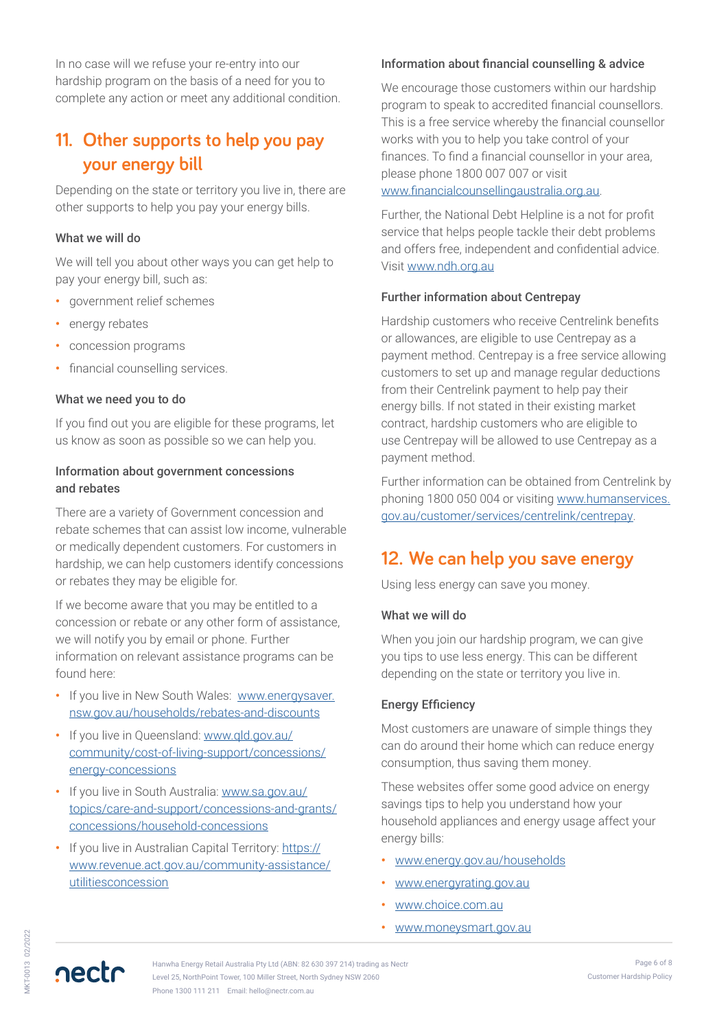In no case will we refuse your re-entry into our hardship program on the basis of a need for you to complete any action or meet any additional condition.

## 11. Other supports to help you pay your energy bill

Depending on the state or territory you live in, there are other supports to help you pay your energy bills.

### What we will do

We will tell you about other ways you can get help to pay your energy bill, such as:

- government relief schemes
- energy rebates
- concession programs
- financial counselling services.

### What we need you to do

If you find out you are eligible for these programs, let us know as soon as possible so we can help you.

### Information about government concessions and rebates

There are a variety of Government concession and rebate schemes that can assist low income, vulnerable or medically dependent customers. For customers in hardship, we can help customers identify concessions or rebates they may be eligible for.

If we become aware that you may be entitled to a concession or rebate or any other form of assistance, we will notify you by email or phone. Further information on relevant assistance programs can be found here:

- If you live in New South Wales: www.energysaver.nsw.gov.au/households/rebates-and-discounts
- If you live in Queensland: www.qld.gov.au/community/cost-of-living-support/concessions/energy-concessions
- If you live in South Australia: www.sa.gov.au/topics/care-and-support/concessions-and-grants/concessions/household-concessions
- If you live in Australian Capital Territory: https://www.revenue.act.gov.au/community-assistance/utilitiesconcession

### Information about financial counselling & advice

We encourage those customers within our hardship program to speak to accredited financial counsellors. This is a free service whereby the financial counsellor works with you to help you take control of your finances. To find a financial counsellor in your area, please phone 1800 007 007 or visit www.financialcounsellingaustralia.org.au.

Further, the National Debt Helpline is a not for profit service that helps people tackle their debt problems and offers free, independent and confidential advice. Visit www.ndh.org.au

### Further information about Centrepay

Hardship customers who receive Centrelink benefits or allowances, are eligible to use Centrepay as a payment method. Centrepay is a free service allowing customers to set up and manage regular deductions from their Centrelink payment to help pay their energy bills. If not stated in their existing market contract, hardship customers who are eligible to use Centrepay will be allowed to use Centrepay as a payment method.

Further information can be obtained from Centrelink by phoning 1800 050 004 or visiting www.humanservices.gov.au/customer/services/centrelink/centrepay.

## 12. We can help you save energy

Using less energy can save you money.

### What we will do

When you join our hardship program, we can give you tips to use less energy. This can be different depending on the state or territory you live in.

### Energy Efficiency

Most customers are unaware of simple things they can do around their home which can reduce energy consumption, thus saving them money.

These websites offer some good advice on energy savings tips to help you understand how your household appliances and energy usage affect your energy bills:

- www.energy.gov.au/households
- www.energyrating.gov.au
- www.choice.com.au
- www.moneysmart.gov.au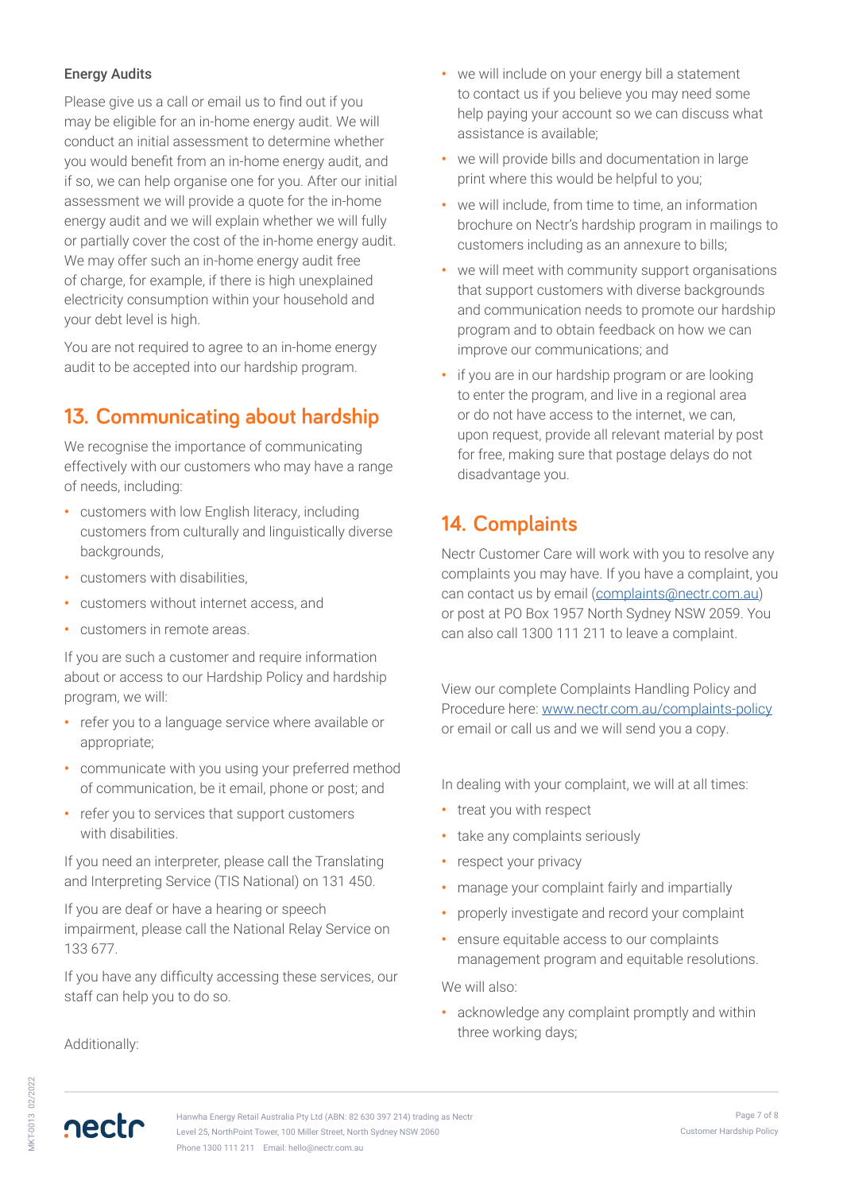### Energy Audits

Please give us a call or email us to find out if you may be eligible for an in-home energy audit. We will conduct an initial assessment to determine whether you would benefit from an in-home energy audit, and if so, we can help organise one for you. After our initial assessment we will provide a quote for the in-home energy audit and we will explain whether we will fully or partially cover the cost of the in-home energy audit. We may offer such an in-home energy audit free of charge, for example, if there is high unexplained electricity consumption within your household and your debt level is high.

You are not required to agree to an in-home energy audit to be accepted into our hardship program.

## 13. Communicating about hardship

We recognise the importance of communicating effectively with our customers who may have a range of needs, including:

- customers with low English literacy, including customers from culturally and linguistically diverse backgrounds,
- customers with disabilities,
- customers without internet access, and
- customers in remote areas.

If you are such a customer and require information about or access to our Hardship Policy and hardship program, we will:

- refer you to a language service where available or appropriate;
- communicate with you using your preferred method of communication, be it email, phone or post; and
- refer you to services that support customers with disabilities.

If you need an interpreter, please call the Translating and Interpreting Service (TIS National) on 131 450.

If you are deaf or have a hearing or speech impairment, please call the National Relay Service on 133 677.

If you have any difficulty accessing these services, our staff can help you to do so.

Additionally:

- we will include on your energy bill a statement to contact us if you believe you may need some help paying your account so we can discuss what assistance is available;
- we will provide bills and documentation in large print where this would be helpful to you;
- we will include, from time to time, an information brochure on Nectr's hardship program in mailings to customers including as an annexure to bills;
- we will meet with community support organisations that support customers with diverse backgrounds and communication needs to promote our hardship program and to obtain feedback on how we can improve our communications; and
- if you are in our hardship program or are looking to enter the program, and live in a regional area or do not have access to the internet, we can, upon request, provide all relevant material by post for free, making sure that postage delays do not disadvantage you.

## 14. Complaints

Nectr Customer Care will work with you to resolve any complaints you may have. If you have a complaint, you can contact us by email (complaints@nectr.com.au) or post at PO Box 1957 North Sydney NSW 2059. You can also call 1300 111 211 to leave a complaint.

View our complete Complaints Handling Policy and Procedure here: www.nectr.com.au/complaints-policy or email or call us and we will send you a copy.

In dealing with your complaint, we will at all times:

- treat you with respect
- take any complaints seriously
- respect your privacy
- manage your complaint fairly and impartially
- properly investigate and record your complaint
- ensure equitable access to our complaints management program and equitable resolutions.

We will also:

- acknowledge any complaint promptly and within three working days;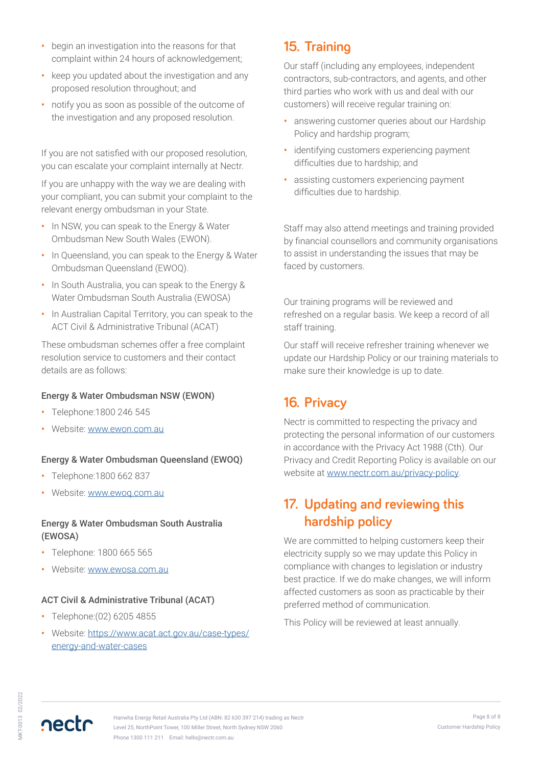- begin an investigation into the reasons for that complaint within 24 hours of acknowledgement;
- keep you updated about the investigation and any proposed resolution throughout; and
- notify you as soon as possible of the outcome of the investigation and any proposed resolution.

If you are not satisfied with our proposed resolution, you can escalate your complaint internally at Nectr.

If you are unhappy with the way we are dealing with your compliant, you can submit your complaint to the relevant energy ombudsman in your State.

- In NSW, you can speak to the Energy & Water Ombudsman New South Wales (EWON).
- In Queensland, you can speak to the Energy & Water Ombudsman Queensland (EWOQ).
- In South Australia, you can speak to the Energy & Water Ombudsman South Australia (EWOSA)
- In Australian Capital Territory, you can speak to the ACT Civil & Administrative Tribunal (ACAT)

These ombudsman schemes offer a free complaint resolution service to customers and their contact details are as follows:

**Energy & Water Ombudsman NSW (EWON)**

- Telephone:1800 246 545
- Website: www.ewon.com.au

**Energy & Water Ombudsman Queensland (EWOQ)**

- Telephone:1800 662 837
- Website: www.ewoq.com.au

**Energy & Water Ombudsman South Australia (EWOSA)**

- Telephone: 1800 665 565
- Website: www.ewosa.com.au

**ACT Civil & Administrative Tribunal (ACAT)**

- Telephone:(02) 6205 4855
- Website: https://www.acat.act.gov.au/case-types/energy-and-water-cases

## 15. Training

Our staff (including any employees, independent contractors, sub-contractors, and agents, and other third parties who work with us and deal with our customers) will receive regular training on:

- answering customer queries about our Hardship Policy and hardship program;
- identifying customers experiencing payment difficulties due to hardship; and
- assisting customers experiencing payment difficulties due to hardship.

Staff may also attend meetings and training provided by financial counsellors and community organisations to assist in understanding the issues that may be faced by customers.

Our training programs will be reviewed and refreshed on a regular basis. We keep a record of all staff training.

Our staff will receive refresher training whenever we update our Hardship Policy or our training materials to make sure their knowledge is up to date.

## 16. Privacy

Nectr is committed to respecting the privacy and protecting the personal information of our customers in accordance with the Privacy Act 1988 (Cth). Our Privacy and Credit Reporting Policy is available on our website at www.nectr.com.au/privacy-policy.

## 17. Updating and reviewing this hardship policy

We are committed to helping customers keep their electricity supply so we may update this Policy in compliance with changes to legislation or industry best practice. If we do make changes, we will inform affected customers as soon as practicable by their preferred method of communication.

This Policy will be reviewed at least annually.